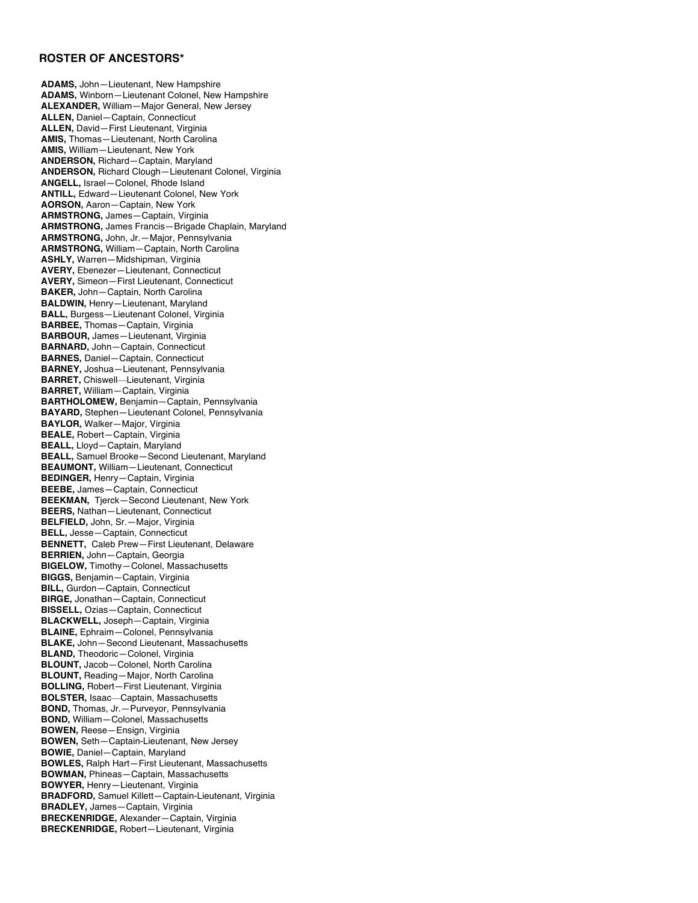## ROSTER OF ANCESTORS*

**ADAMS,** John—Lieutenant, New Hampshire
**ADAMS,** Winborn—Lieutenant Colonel, New Hampshire
**ALEXANDER,** William—Major General, New Jersey
**ALLEN,** Daniel—Captain, Connecticut
**ALLEN,** David—First Lieutenant, Virginia
**AMIS,** Thomas—Lieutenant, North Carolina
**AMIS,** William—Lieutenant, New York
**ANDERSON,** Richard—Captain, Maryland
**ANDERSON,** Richard Clough—Lieutenant Colonel, Virginia
**ANGELL,** Israel—Colonel, Rhode Island
**ANTILL,** Edward—Lieutenant Colonel, New York
**AORSON,** Aaron—Captain, New York
**ARMSTRONG,** James—Captain, Virginia
**ARMSTRONG,** James Francis—Brigade Chaplain, Maryland
**ARMSTRONG,** John, Jr.—Major, Pennsylvania
**ARMSTRONG,** William—Captain, North Carolina
**ASHLY,** Warren—Midshipman, Virginia
**AVERY,** Ebenezer—Lieutenant, Connecticut
**AVERY,** Simeon—First Lieutenant, Connecticut
**BAKER,** John—Captain, North Carolina
**BALDWIN,** Henry—Lieutenant, Maryland
**BALL,** Burgess—Lieutenant Colonel, Virginia
**BARBEE,** Thomas—Captain, Virginia
**BARBOUR,** James—Lieutenant, Virginia
**BARNARD,** John—Captain, Connecticut
**BARNES,** Daniel—Captain, Connecticut
**BARNEY,** Joshua—Lieutenant, Pennsylvania
**BARRET,** Chiswell—Lieutenant, Virginia
**BARRET,** William—Captain, Virginia
**BARTHOLOMEW,** Benjamin—Captain, Pennsylvania
**BAYARD,** Stephen—Lieutenant Colonel, Pennsylvania
**BAYLOR,** Walker—Major, Virginia
**BEALE,** Robert—Captain, Virginia
**BEALL,** Lloyd—Captain, Maryland
**BEALL,** Samuel Brooke—Second Lieutenant, Maryland
**BEAUMONT,** William—Lieutenant, Connecticut
**BEDINGER,** Henry—Captain, Virginia
**BEEBE,** James—Captain, Connecticut
**BEEKMAN,** Tjerck—Second Lieutenant, New York
**BEERS,** Nathan—Lieutenant, Connecticut
**BELFIELD,** John, Sr.—Major, Virginia
**BELL,** Jesse—Captain, Connecticut
**BENNETT,** Caleb Prew—First Lieutenant, Delaware
**BERRIEN,** John—Captain, Georgia
**BIGELOW,** Timothy—Colonel, Massachusetts
**BIGGS,** Benjamin—Captain, Virginia
**BILL,** Gurdon—Captain, Connecticut
**BIRGE,** Jonathan—Captain, Connecticut
**BISSELL,** Ozias—Captain, Connecticut
**BLACKWELL,** Joseph—Captain, Virginia
**BLAINE,** Ephraim—Colonel, Pennsylvania
**BLAKE,** John—Second Lieutenant, Massachusetts
**BLAND,** Theodoric—Colonel, Virginia
**BLOUNT,** Jacob—Colonel, North Carolina
**BLOUNT,** Reading—Major, North Carolina
**BOLLING,** Robert—First Lieutenant, Virginia
**BOLSTER,** Isaac—Captain, Massachusetts
**BOND,** Thomas, Jr.—Purveyor, Pennsylvania
**BOND,** William—Colonel, Massachusetts
**BOWEN,** Reese—Ensign, Virginia
**BOWEN,** Seth—Captain-Lieutenant, New Jersey
**BOWIE,** Daniel—Captain, Maryland
**BOWLES,** Ralph Hart—First Lieutenant, Massachusetts
**BOWMAN,** Phineas—Captain, Massachusetts
**BOWYER,** Henry—Lieutenant, Virginia
**BRADFORD,** Samuel Killett—Captain-Lieutenant, Virginia
**BRADLEY,** James—Captain, Virginia
**BRECKENRIDGE,** Alexander—Captain, Virginia
**BRECKENRIDGE,** Robert—Lieutenant, Virginia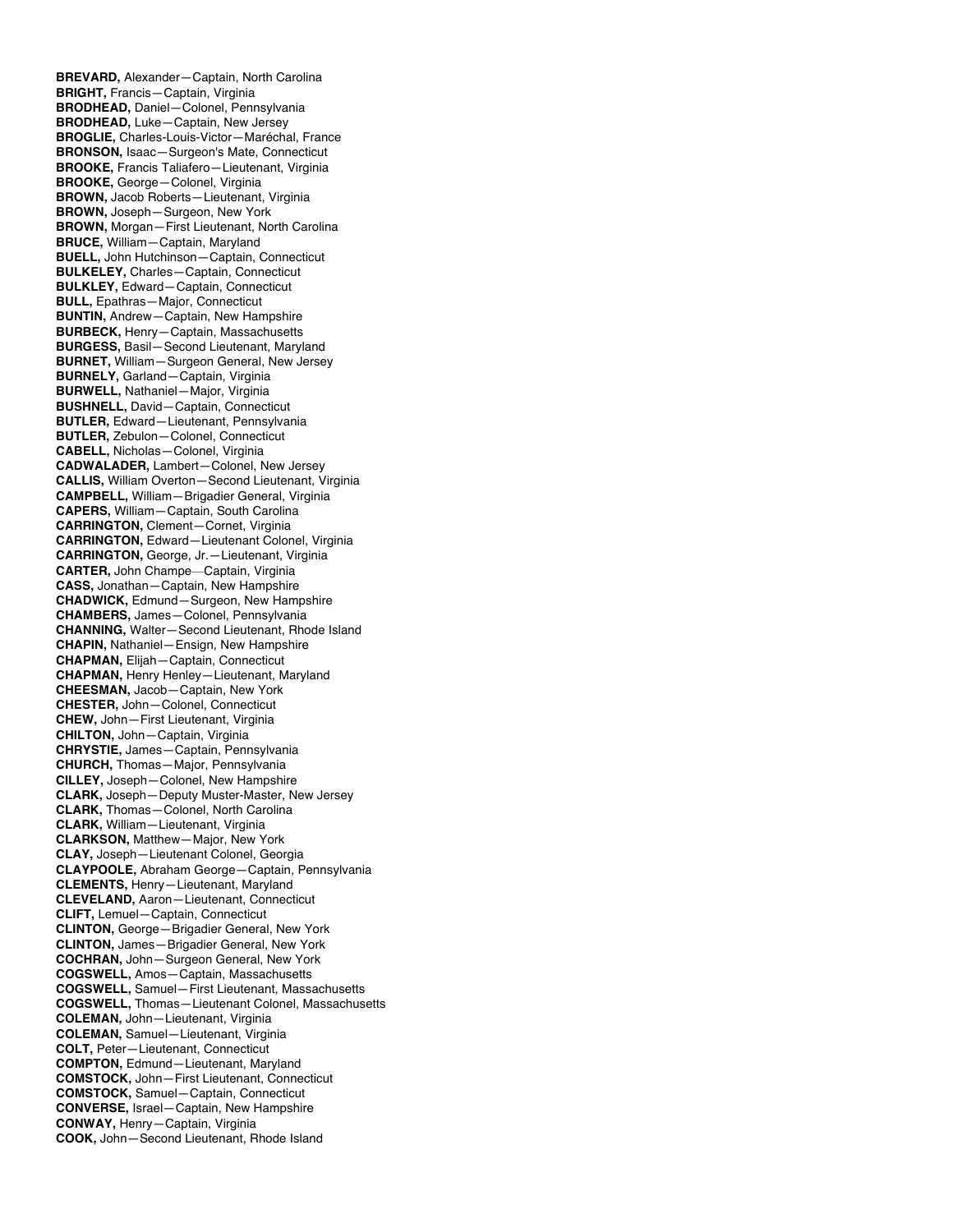**BREVARD,** Alexander—Captain, North Carolina
**BRIGHT,** Francis—Captain, Virginia
**BRODHEAD,** Daniel—Colonel, Pennsylvania
**BRODHEAD,** Luke—Captain, New Jersey
**BROGLIE,** Charles-Louis-Victor—Maréchal, France
**BRONSON,** Isaac—Surgeon's Mate, Connecticut
**BROOKE,** Francis Taliafero—Lieutenant, Virginia
**BROOKE,** George—Colonel, Virginia
**BROWN,** Jacob Roberts—Lieutenant, Virginia
**BROWN,** Joseph—Surgeon, New York
**BROWN,** Morgan—First Lieutenant, North Carolina
**BRUCE,** William—Captain, Maryland
**BUELL,** John Hutchinson—Captain, Connecticut
**BULKELEY,** Charles—Captain, Connecticut
**BULKLEY,** Edward—Captain, Connecticut
**BULL,** Epathras—Major, Connecticut
**BUNTIN,** Andrew—Captain, New Hampshire
**BURBECK,** Henry—Captain, Massachusetts
**BURGESS,** Basil—Second Lieutenant, Maryland
**BURNET,** William—Surgeon General, New Jersey
**BURNELY,** Garland—Captain, Virginia
**BURWELL,** Nathaniel—Major, Virginia
**BUSHNELL,** David—Captain, Connecticut
**BUTLER,** Edward—Lieutenant, Pennsylvania
**BUTLER,** Zebulon—Colonel, Connecticut
**CABELL,** Nicholas—Colonel, Virginia
**CADWALADER,** Lambert—Colonel, New Jersey
**CALLIS,** William Overton—Second Lieutenant, Virginia
**CAMPBELL,** William—Brigadier General, Virginia
**CAPERS,** William—Captain, South Carolina
**CARRINGTON,** Clement—Cornet, Virginia
**CARRINGTON,** Edward—Lieutenant Colonel, Virginia
**CARRINGTON,** George, Jr.—Lieutenant, Virginia
**CARTER,** John Champe—Captain, Virginia
**CASS,** Jonathan—Captain, New Hampshire
**CHADWICK,** Edmund—Surgeon, New Hampshire
**CHAMBERS,** James—Colonel, Pennsylvania
**CHANNING,** Walter—Second Lieutenant, Rhode Island
**CHAPIN,** Nathaniel—Ensign, New Hampshire
**CHAPMAN,** Elijah—Captain, Connecticut
**CHAPMAN,** Henry Henley—Lieutenant, Maryland
**CHEESMAN,** Jacob—Captain, New York
**CHESTER,** John—Colonel, Connecticut
**CHEW,** John—First Lieutenant, Virginia
**CHILTON,** John—Captain, Virginia
**CHRYSTIE,** James—Captain, Pennsylvania
**CHURCH,** Thomas—Major, Pennsylvania
**CILLEY,** Joseph—Colonel, New Hampshire
**CLARK,** Joseph—Deputy Muster-Master, New Jersey
**CLARK,** Thomas—Colonel, North Carolina
**CLARK,** William—Lieutenant, Virginia
**CLARKSON,** Matthew—Major, New York
**CLAY,** Joseph—Lieutenant Colonel, Georgia
**CLAYPOOLE,** Abraham George—Captain, Pennsylvania
**CLEMENTS,** Henry—Lieutenant, Maryland
**CLEVELAND,** Aaron—Lieutenant, Connecticut
**CLIFT,** Lemuel—Captain, Connecticut
**CLINTON,** George—Brigadier General, New York
**CLINTON,** James—Brigadier General, New York
**COCHRAN,** John—Surgeon General, New York
**COGSWELL,** Amos—Captain, Massachusetts
**COGSWELL,** Samuel—First Lieutenant, Massachusetts
**COGSWELL,** Thomas—Lieutenant Colonel, Massachusetts
**COLEMAN,** John—Lieutenant, Virginia
**COLEMAN,** Samuel—Lieutenant, Virginia
**COLT,** Peter—Lieutenant, Connecticut
**COMPTON,** Edmund—Lieutenant, Maryland
**COMSTOCK,** John—First Lieutenant, Connecticut
**COMSTOCK,** Samuel—Captain, Connecticut
**CONVERSE,** Israel—Captain, New Hampshire
**CONWAY,** Henry—Captain, Virginia
**COOK,** John—Second Lieutenant, Rhode Island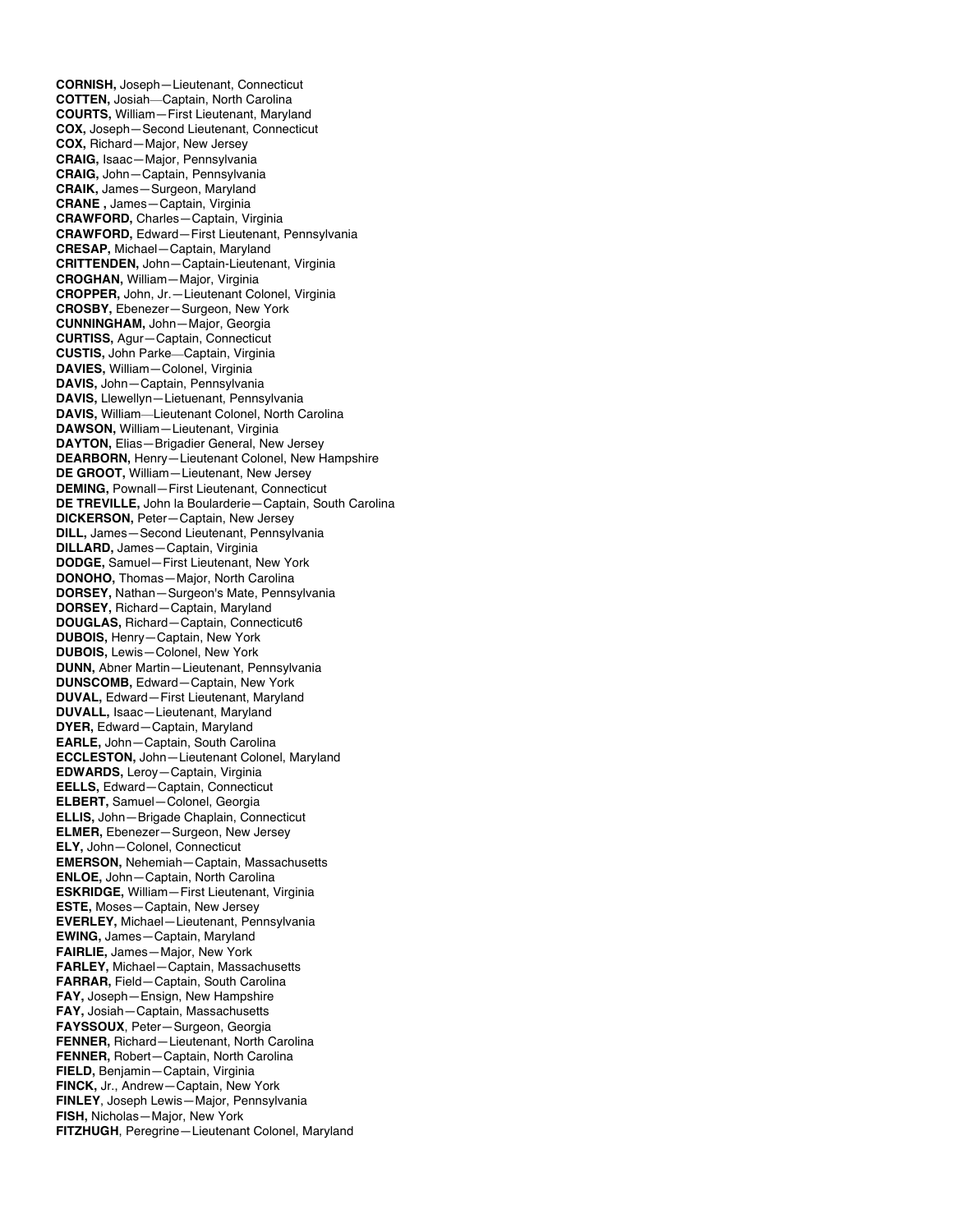**CORNISH,** Joseph—Lieutenant, Connecticut  
**COTTEN,** Josiah—Captain, North Carolina  
**COURTS,** William—First Lieutenant, Maryland  
**COX,** Joseph—Second Lieutenant, Connecticut  
**COX,** Richard—Major, New Jersey  
**CRAIG,** Isaac—Major, Pennsylvania  
**CRAIG,** John—Captain, Pennsylvania  
**CRAIK,** James—Surgeon, Maryland  
**CRANE ,** James—Captain, Virginia  
**CRAWFORD,** Charles—Captain, Virginia  
**CRAWFORD,** Edward—First Lieutenant, Pennsylvania  
**CRESAP,** Michael—Captain, Maryland  
**CRITTENDEN,** John—Captain-Lieutenant, Virginia  
**CROGHAN,** William—Major, Virginia  
**CROPPER,** John, Jr.—Lieutenant Colonel, Virginia  
**CROSBY,** Ebenezer—Surgeon, New York  
**CUNNINGHAM,** John—Major, Georgia  
**CURTISS,** Agur—Captain, Connecticut  
**CUSTIS,** John Parke—Captain, Virginia  
**DAVIES,** William—Colonel, Virginia  
**DAVIS,** John—Captain, Pennsylvania  
**DAVIS,** Llewellyn—Lietuenant, Pennsylvania  
**DAVIS,** William—Lieutenant Colonel, North Carolina  
**DAWSON,** William—Lieutenant, Virginia  
**DAYTON,** Elias—Brigadier General, New Jersey  
**DEARBORN,** Henry—Lieutenant Colonel, New Hampshire  
**DE GROOT,** William—Lieutenant, New Jersey  
**DEMING,** Pownall—First Lieutenant, Connecticut  
**DE TREVILLE,** John la Boularderie—Captain, South Carolina  
**DICKERSON,** Peter—Captain, New Jersey  
**DILL,** James—Second Lieutenant, Pennsylvania  
**DILLARD,** James—Captain, Virginia  
**DODGE,** Samuel—First Lieutenant, New York  
**DONOHO,** Thomas—Major, North Carolina  
**DORSEY,** Nathan—Surgeon's Mate, Pennsylvania  
**DORSEY,** Richard—Captain, Maryland  
**DOUGLAS,** Richard—Captain, Connecticut6  
**DUBOIS,** Henry—Captain, New York  
**DUBOIS,** Lewis—Colonel, New York  
**DUNN,** Abner Martin—Lieutenant, Pennsylvania  
**DUNSCOMB,** Edward—Captain, New York  
**DUVAL,** Edward—First Lieutenant, Maryland  
**DUVALL,** Isaac—Lieutenant, Maryland  
**DYER,** Edward—Captain, Maryland  
**EARLE,** John—Captain, South Carolina  
**ECCLESTON,** John—Lieutenant Colonel, Maryland  
**EDWARDS,** Leroy—Captain, Virginia  
**EELLS,** Edward—Captain, Connecticut  
**ELBERT,** Samuel—Colonel, Georgia  
**ELLIS,** John—Brigade Chaplain, Connecticut  
**ELMER,** Ebenezer—Surgeon, New Jersey  
**ELY,** John—Colonel, Connecticut  
**EMERSON,** Nehemiah—Captain, Massachusetts  
**ENLOE,** John—Captain, North Carolina  
**ESKRIDGE,** William—First Lieutenant, Virginia  
**ESTE,** Moses—Captain, New Jersey  
**EVERLEY,** Michael—Lieutenant, Pennsylvania  
**EWING,** James—Captain, Maryland  
**FAIRLIE,** James—Major, New York  
**FARLEY,** Michael—Captain, Massachusetts  
**FARRAR,** Field—Captain, South Carolina  
**FAY,** Joseph—Ensign, New Hampshire  
**FAY,** Josiah—Captain, Massachusetts  
**FAYSSOUX**, Peter—Surgeon, Georgia  
**FENNER,** Richard—Lieutenant, North Carolina  
**FENNER,** Robert—Captain, North Carolina  
**FIELD,** Benjamin—Captain, Virginia  
**FINCK,** Jr., Andrew—Captain, New York  
**FINLEY**, Joseph Lewis—Major, Pennsylvania  
**FISH,** Nicholas—Major, New York  
**FITZHUGH**, Peregrine—Lieutenant Colonel, Maryland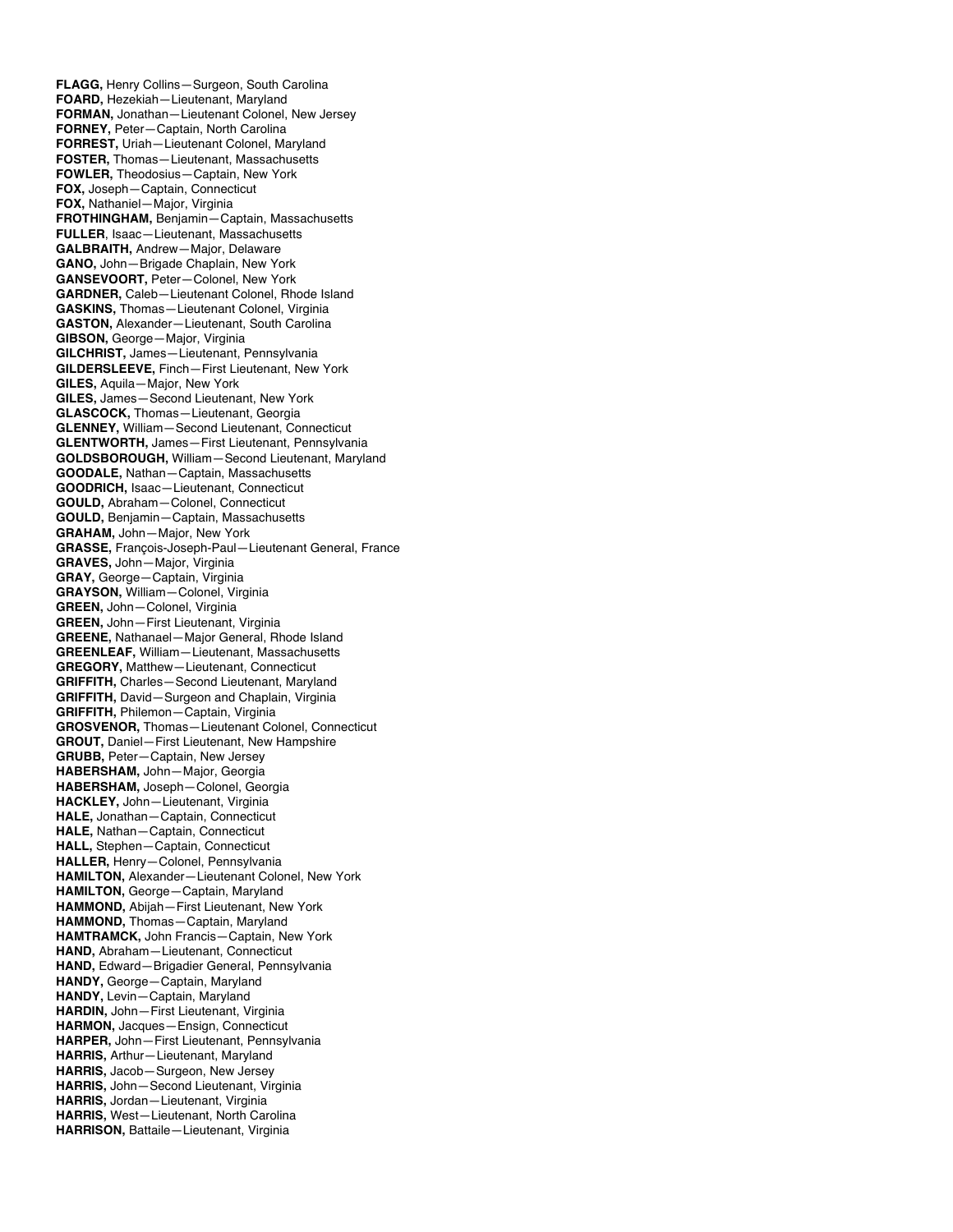**FLAGG,** Henry Collins—Surgeon, South Carolina
**FOARD,** Hezekiah—Lieutenant, Maryland
**FORMAN,** Jonathan—Lieutenant Colonel, New Jersey
**FORNEY,** Peter—Captain, North Carolina
**FORREST,** Uriah—Lieutenant Colonel, Maryland
**FOSTER,** Thomas—Lieutenant, Massachusetts
**FOWLER,** Theodosius—Captain, New York
**FOX,** Joseph—Captain, Connecticut
**FOX,** Nathaniel—Major, Virginia
**FROTHINGHAM,** Benjamin—Captain, Massachusetts
**FULLER**, Isaac—Lieutenant, Massachusetts
**GALBRAITH,** Andrew—Major, Delaware
**GANO,** John—Brigade Chaplain, New York
**GANSEVOORT,** Peter—Colonel, New York
**GARDNER,** Caleb—Lieutenant Colonel, Rhode Island
**GASKINS,** Thomas—Lieutenant Colonel, Virginia
**GASTON,** Alexander—Lieutenant, South Carolina
**GIBSON,** George—Major, Virginia
**GILCHRIST,** James—Lieutenant, Pennsylvania
**GILDERSLEEVE,** Finch—First Lieutenant, New York
**GILES,** Aquila—Major, New York
**GILES,** James—Second Lieutenant, New York
**GLASCOCK,** Thomas—Lieutenant, Georgia
**GLENNEY,** William—Second Lieutenant, Connecticut
**GLENTWORTH,** James—First Lieutenant, Pennsylvania
**GOLDSBOROUGH,** William—Second Lieutenant, Maryland
**GOODALE,** Nathan—Captain, Massachusetts
**GOODRICH,** Isaac—Lieutenant, Connecticut
**GOULD,** Abraham—Colonel, Connecticut
**GOULD,** Benjamin—Captain, Massachusetts
**GRAHAM,** John—Major, New York
**GRASSE,** François-Joseph-Paul—Lieutenant General, France
**GRAVES,** John—Major, Virginia
**GRAY,** George—Captain, Virginia
**GRAYSON,** William—Colonel, Virginia
**GREEN,** John—Colonel, Virginia
**GREEN,** John—First Lieutenant, Virginia
**GREENE,** Nathanael—Major General, Rhode Island
**GREENLEAF,** William—Lieutenant, Massachusetts
**GREGORY,** Matthew—Lieutenant, Connecticut
**GRIFFITH,** Charles—Second Lieutenant, Maryland
**GRIFFITH,** David—Surgeon and Chaplain, Virginia
**GRIFFITH,** Philemon—Captain, Virginia
**GROSVENOR,** Thomas—Lieutenant Colonel, Connecticut
**GROUT,** Daniel—First Lieutenant, New Hampshire
**GRUBB,** Peter—Captain, New Jersey
**HABERSHAM,** John—Major, Georgia
**HABERSHAM,** Joseph—Colonel, Georgia
**HACKLEY,** John—Lieutenant, Virginia
**HALE,** Jonathan—Captain, Connecticut
**HALE,** Nathan—Captain, Connecticut
**HALL,** Stephen—Captain, Connecticut
**HALLER,** Henry—Colonel, Pennsylvania
**HAMILTON,** Alexander—Lieutenant Colonel, New York
**HAMILTON,** George—Captain, Maryland
**HAMMOND,** Abijah—First Lieutenant, New York
**HAMMOND,** Thomas—Captain, Maryland
**HAMTRAMCK,** John Francis—Captain, New York
**HAND,** Abraham—Lieutenant, Connecticut
**HAND,** Edward—Brigadier General, Pennsylvania
**HANDY,** George—Captain, Maryland
**HANDY,** Levin—Captain, Maryland
**HARDIN,** John—First Lieutenant, Virginia
**HARMON,** Jacques—Ensign, Connecticut
**HARPER,** John—First Lieutenant, Pennsylvania
**HARRIS,** Arthur—Lieutenant, Maryland
**HARRIS,** Jacob—Surgeon, New Jersey
**HARRIS,** John—Second Lieutenant, Virginia
**HARRIS,** Jordan—Lieutenant, Virginia
**HARRIS,** West—Lieutenant, North Carolina
**HARRISON,** Battaile—Lieutenant, Virginia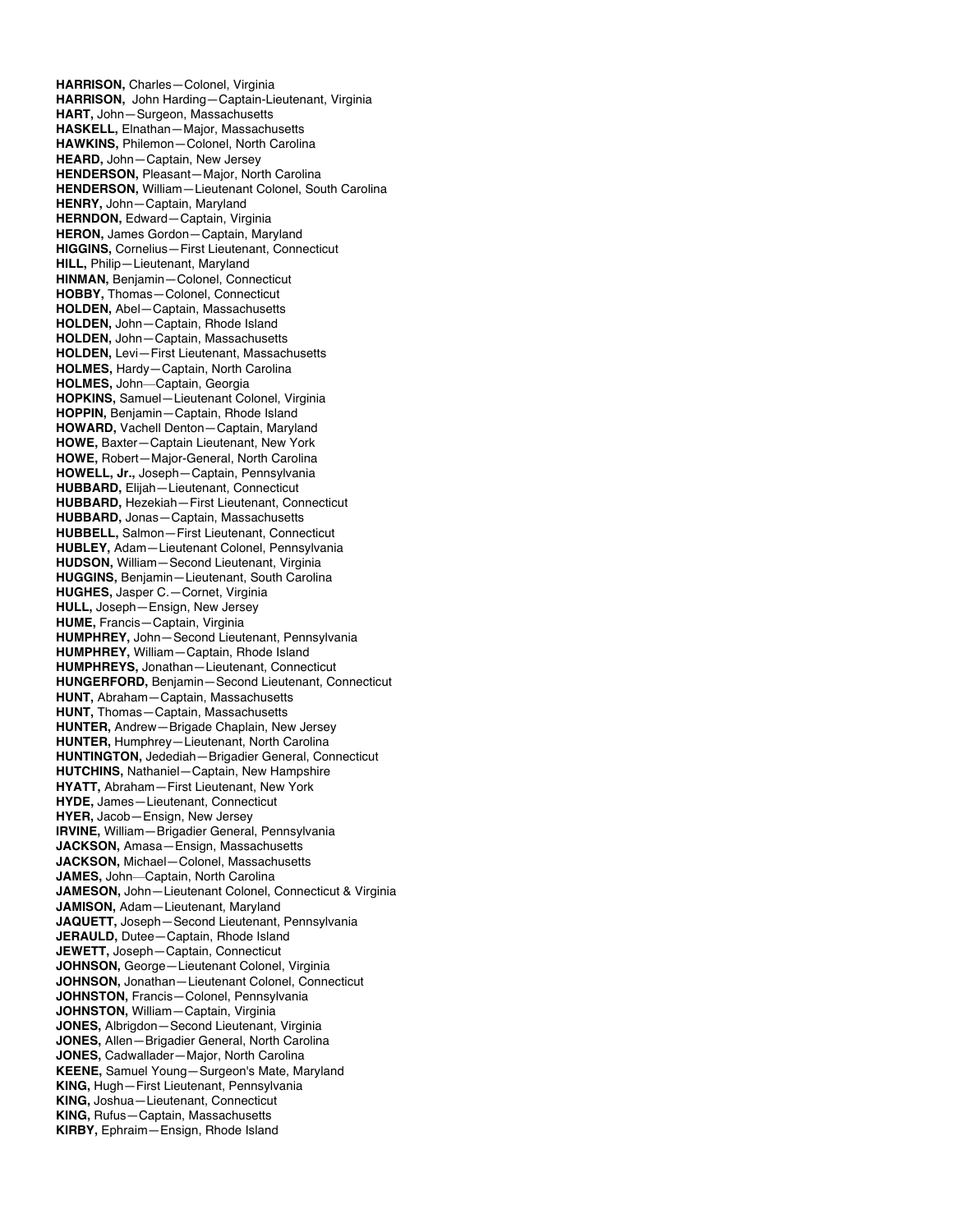**HARRISON,** Charles—Colonel, Virginia
**HARRISON,** John Harding—Captain-Lieutenant, Virginia
**HART,** John—Surgeon, Massachusetts
**HASKELL,** Elnathan—Major, Massachusetts
**HAWKINS,** Philemon—Colonel, North Carolina
**HEARD,** John—Captain, New Jersey
**HENDERSON,** Pleasant—Major, North Carolina
**HENDERSON,** William—Lieutenant Colonel, South Carolina
**HENRY,** John—Captain, Maryland
**HERNDON,** Edward—Captain, Virginia
**HERON,** James Gordon—Captain, Maryland
**HIGGINS,** Cornelius—First Lieutenant, Connecticut
**HILL,** Philip—Lieutenant, Maryland
**HINMAN,** Benjamin—Colonel, Connecticut
**HOBBY,** Thomas—Colonel, Connecticut
**HOLDEN,** Abel—Captain, Massachusetts
**HOLDEN,** John—Captain, Rhode Island
**HOLDEN,** John—Captain, Massachusetts
**HOLDEN,** Levi—First Lieutenant, Massachusetts
**HOLMES,** Hardy—Captain, North Carolina
**HOLMES,** John—Captain, Georgia
**HOPKINS,** Samuel—Lieutenant Colonel, Virginia
**HOPPIN,** Benjamin—Captain, Rhode Island
**HOWARD,** Vachell Denton—Captain, Maryland
**HOWE,** Baxter—Captain Lieutenant, New York
**HOWE,** Robert—Major-General, North Carolina
**HOWELL, Jr.,** Joseph—Captain, Pennsylvania
**HUBBARD,** Elijah—Lieutenant, Connecticut
**HUBBARD,** Hezekiah—First Lieutenant, Connecticut
**HUBBARD,** Jonas—Captain, Massachusetts
**HUBBELL,** Salmon—First Lieutenant, Connecticut
**HUBLEY,** Adam—Lieutenant Colonel, Pennsylvania
**HUDSON,** William—Second Lieutenant, Virginia
**HUGGINS,** Benjamin—Lieutenant, South Carolina
**HUGHES,** Jasper C.—Cornet, Virginia
**HULL,** Joseph—Ensign, New Jersey
**HUME,** Francis—Captain, Virginia
**HUMPHREY,** John—Second Lieutenant, Pennsylvania
**HUMPHREY,** William—Captain, Rhode Island
**HUMPHREYS,** Jonathan—Lieutenant, Connecticut
**HUNGERFORD,** Benjamin—Second Lieutenant, Connecticut
**HUNT,** Abraham—Captain, Massachusetts
**HUNT,** Thomas—Captain, Massachusetts
**HUNTER,** Andrew—Brigade Chaplain, New Jersey
**HUNTER,** Humphrey—Lieutenant, North Carolina
**HUNTINGTON,** Jedediah—Brigadier General, Connecticut
**HUTCHINS,** Nathaniel—Captain, New Hampshire
**HYATT,** Abraham—First Lieutenant, New York
**HYDE,** James—Lieutenant, Connecticut
**HYER,** Jacob—Ensign, New Jersey
**IRVINE,** William—Brigadier General, Pennsylvania
**JACKSON,** Amasa—Ensign, Massachusetts
**JACKSON,** Michael—Colonel, Massachusetts
**JAMES,** John—Captain, North Carolina
**JAMESON,** John—Lieutenant Colonel, Connecticut & Virginia
**JAMISON,** Adam—Lieutenant, Maryland
**JAQUETT,** Joseph—Second Lieutenant, Pennsylvania
**JERAULD,** Dutee—Captain, Rhode Island
**JEWETT,** Joseph—Captain, Connecticut
**JOHNSON,** George—Lieutenant Colonel, Virginia
**JOHNSON,** Jonathan—Lieutenant Colonel, Connecticut
**JOHNSTON,** Francis—Colonel, Pennsylvania
**JOHNSTON,** William—Captain, Virginia
**JONES,** Albrigdon—Second Lieutenant, Virginia
**JONES,** Allen—Brigadier General, North Carolina
**JONES,** Cadwallader—Major, North Carolina
**KEENE,** Samuel Young—Surgeon's Mate, Maryland
**KING,** Hugh—First Lieutenant, Pennsylvania
**KING,** Joshua—Lieutenant, Connecticut
**KING,** Rufus—Captain, Massachusetts
**KIRBY,** Ephraim—Ensign, Rhode Island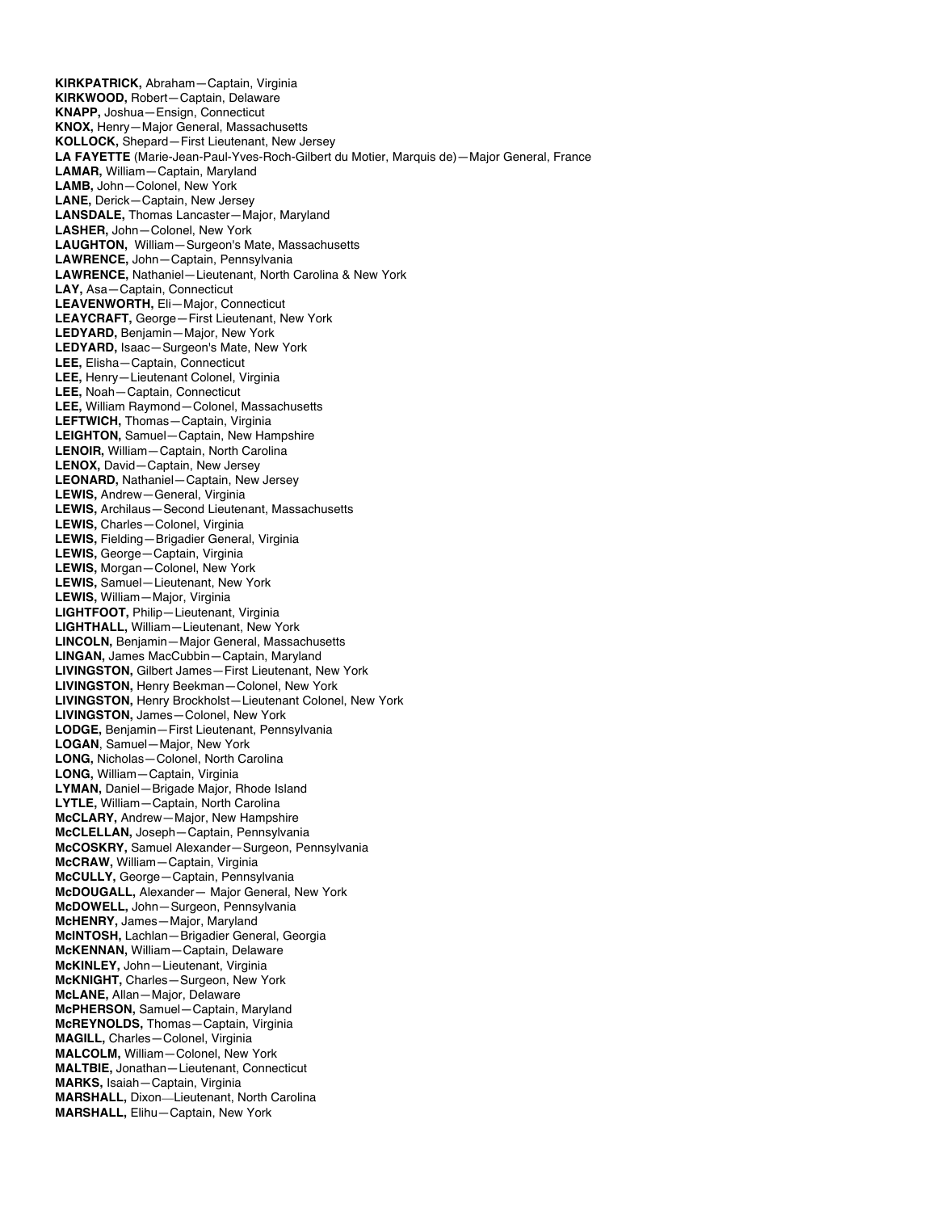**KIRKPATRICK,** Abraham—Captain, Virginia
**KIRKWOOD,** Robert—Captain, Delaware
**KNAPP,** Joshua—Ensign, Connecticut
**KNOX,** Henry—Major General, Massachusetts
**KOLLOCK,** Shepard—First Lieutenant, New Jersey
**LA FAYETTE** (Marie-Jean-Paul-Yves-Roch-Gilbert du Motier, Marquis de)—Major General, France
**LAMAR,** William—Captain, Maryland
**LAMB,** John—Colonel, New York
**LANE,** Derick—Captain, New Jersey
**LANSDALE,** Thomas Lancaster—Major, Maryland
**LASHER,** John—Colonel, New York
**LAUGHTON,** William—Surgeon's Mate, Massachusetts
**LAWRENCE,** John—Captain, Pennsylvania
**LAWRENCE,** Nathaniel—Lieutenant, North Carolina & New York
**LAY,** Asa—Captain, Connecticut
**LEAVENWORTH,** Eli—Major, Connecticut
**LEAYCRAFT,** George—First Lieutenant, New York
**LEDYARD,** Benjamin—Major, New York
**LEDYARD,** Isaac—Surgeon's Mate, New York
**LEE,** Elisha—Captain, Connecticut
**LEE,** Henry—Lieutenant Colonel, Virginia
**LEE,** Noah—Captain, Connecticut
**LEE,** William Raymond—Colonel, Massachusetts
**LEFTWICH,** Thomas—Captain, Virginia
**LEIGHTON,** Samuel—Captain, New Hampshire
**LENOIR,** William—Captain, North Carolina
**LENOX,** David—Captain, New Jersey
**LEONARD,** Nathaniel—Captain, New Jersey
**LEWIS,** Andrew—General, Virginia
**LEWIS,** Archilaus—Second Lieutenant, Massachusetts
**LEWIS,** Charles—Colonel, Virginia
**LEWIS,** Fielding—Brigadier General, Virginia
**LEWIS,** George—Captain, Virginia
**LEWIS,** Morgan—Colonel, New York
**LEWIS,** Samuel—Lieutenant, New York
**LEWIS,** William—Major, Virginia
**LIGHTFOOT,** Philip—Lieutenant, Virginia
**LIGHTHALL,** William—Lieutenant, New York
**LINCOLN,** Benjamin—Major General, Massachusetts
**LINGAN,** James MacCubbin—Captain, Maryland
**LIVINGSTON,** Gilbert James—First Lieutenant, New York
**LIVINGSTON,** Henry Beekman—Colonel, New York
**LIVINGSTON,** Henry Brockholst—Lieutenant Colonel, New York
**LIVINGSTON,** James—Colonel, New York
**LODGE,** Benjamin—First Lieutenant, Pennsylvania
**LOGAN**, Samuel—Major, New York
**LONG,** Nicholas—Colonel, North Carolina
**LONG,** William—Captain, Virginia
**LYMAN,** Daniel—Brigade Major, Rhode Island
**LYTLE,** William—Captain, North Carolina
**McCLARY,** Andrew—Major, New Hampshire
**McCLELLAN,** Joseph—Captain, Pennsylvania
**McCOSKRY,** Samuel Alexander—Surgeon, Pennsylvania
**McCRAW,** William—Captain, Virginia
**McCULLY,** George—Captain, Pennsylvania
**McDOUGALL,** Alexander— Major General, New York
**McDOWELL,** John—Surgeon, Pennsylvania
**McHENRY,** James—Major, Maryland
**McINTOSH,** Lachlan—Brigadier General, Georgia
**McKENNAN,** William—Captain, Delaware
**McKINLEY,** John—Lieutenant, Virginia
**McKNIGHT,** Charles—Surgeon, New York
**McLANE,** Allan—Major, Delaware
**McPHERSON,** Samuel—Captain, Maryland
**McREYNOLDS,** Thomas—Captain, Virginia
**MAGILL,** Charles—Colonel, Virginia
**MALCOLM,** William—Colonel, New York
**MALTBIE,** Jonathan—Lieutenant, Connecticut
**MARKS,** Isaiah—Captain, Virginia
**MARSHALL,** Dixon—Lieutenant, North Carolina
**MARSHALL,** Elihu—Captain, New York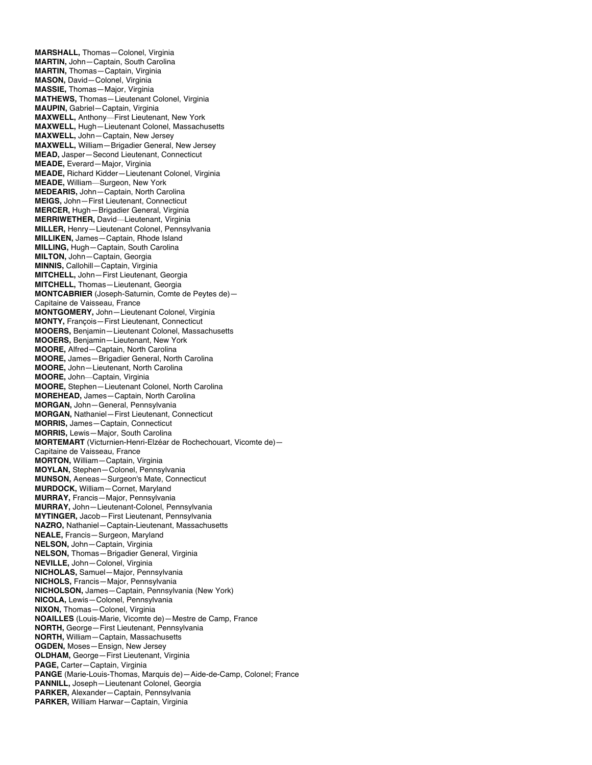**MARSHALL,** Thomas—Colonel, Virginia
**MARTIN,** John—Captain, South Carolina
**MARTIN,** Thomas—Captain, Virginia
**MASON,** David—Colonel, Virginia
**MASSIE,** Thomas—Major, Virginia
**MATHEWS,** Thomas—Lieutenant Colonel, Virginia
**MAUPIN,** Gabriel—Captain, Virginia
**MAXWELL,** Anthony—First Lieutenant, New York
**MAXWELL,** Hugh—Lieutenant Colonel, Massachusetts
**MAXWELL,** John—Captain, New Jersey
**MAXWELL,** William—Brigadier General, New Jersey
**MEAD,** Jasper—Second Lieutenant, Connecticut
**MEADE,** Everard—Major, Virginia
**MEADE,** Richard Kidder—Lieutenant Colonel, Virginia
**MEADE,** William—Surgeon, New York
**MEDEARIS,** John—Captain, North Carolina
**MEIGS,** John—First Lieutenant, Connecticut
**MERCER,** Hugh—Brigadier General, Virginia
**MERRIWETHER,** David—Lieutenant, Virginia
**MILLER,** Henry—Lieutenant Colonel, Pennsylvania
**MILLIKEN,** James—Captain, Rhode Island
**MILLING,** Hugh—Captain, South Carolina
**MILTON,** John—Captain, Georgia
**MINNIS,** Callohill—Captain, Virginia
**MITCHELL,** John—First Lieutenant, Georgia
**MITCHELL,** Thomas—Lieutenant, Georgia
**MONTCABRIER** (Joseph-Saturnin, Comte de Peytes de)—
Capitaine de Vaisseau, France
**MONTGOMERY,** John—Lieutenant Colonel, Virginia
**MONTY,** François—First Lieutenant, Connecticut
**MOOERS,** Benjamin—Lieutenant Colonel, Massachusetts
**MOOERS,** Benjamin—Lieutenant, New York
**MOORE,** Alfred—Captain, North Carolina
**MOORE,** James—Brigadier General, North Carolina
**MOORE,** John—Lieutenant, North Carolina
**MOORE,** John—Captain, Virginia
**MOORE,** Stephen—Lieutenant Colonel, North Carolina
**MOREHEAD,** James—Captain, North Carolina
**MORGAN,** John—General, Pennsylvania
**MORGAN,** Nathaniel—First Lieutenant, Connecticut
**MORRIS,** James—Captain, Connecticut
**MORRIS,** Lewis—Major, South Carolina
**MORTEMART** (Victurnien-Henri-Elzéar de Rochechouart, Vicomte de)—
Capitaine de Vaisseau, France
**MORTON,** William—Captain, Virginia
**MOYLAN,** Stephen—Colonel, Pennsylvania
**MUNSON,** Aeneas—Surgeon's Mate, Connecticut
**MURDOCK,** William—Cornet, Maryland
**MURRAY,** Francis—Major, Pennsylvania
**MURRAY,** John—Lieutenant-Colonel, Pennsylvania
**MYTINGER,** Jacob—First Lieutenant, Pennsylvania
**NAZRO,** Nathaniel—Captain-Lieutenant, Massachusetts
**NEALE,** Francis—Surgeon, Maryland
**NELSON,** John—Captain, Virginia
**NELSON,** Thomas—Brigadier General, Virginia
**NEVILLE,** John—Colonel, Virginia
**NICHOLAS,** Samuel—Major, Pennsylvania
**NICHOLS,** Francis—Major, Pennsylvania
**NICHOLSON,** James—Captain, Pennsylvania (New York)
**NICOLA,** Lewis—Colonel, Pennsylvania
**NIXON,** Thomas—Colonel, Virginia
**NOAILLES** (Louis-Marie, Vicomte de)—Mestre de Camp, France
**NORTH,** George—First Lieutenant, Pennsylvania
**NORTH,** William—Captain, Massachusetts
**OGDEN,** Moses—Ensign, New Jersey
**OLDHAM,** George—First Lieutenant, Virginia
**PAGE,** Carter—Captain, Virginia
**PANGE** (Marie-Louis-Thomas, Marquis de)—Aide-de-Camp, Colonel; France
**PANNILL,** Joseph—Lieutenant Colonel, Georgia
**PARKER,** Alexander—Captain, Pennsylvania
**PARKER,** William Harwar—Captain, Virginia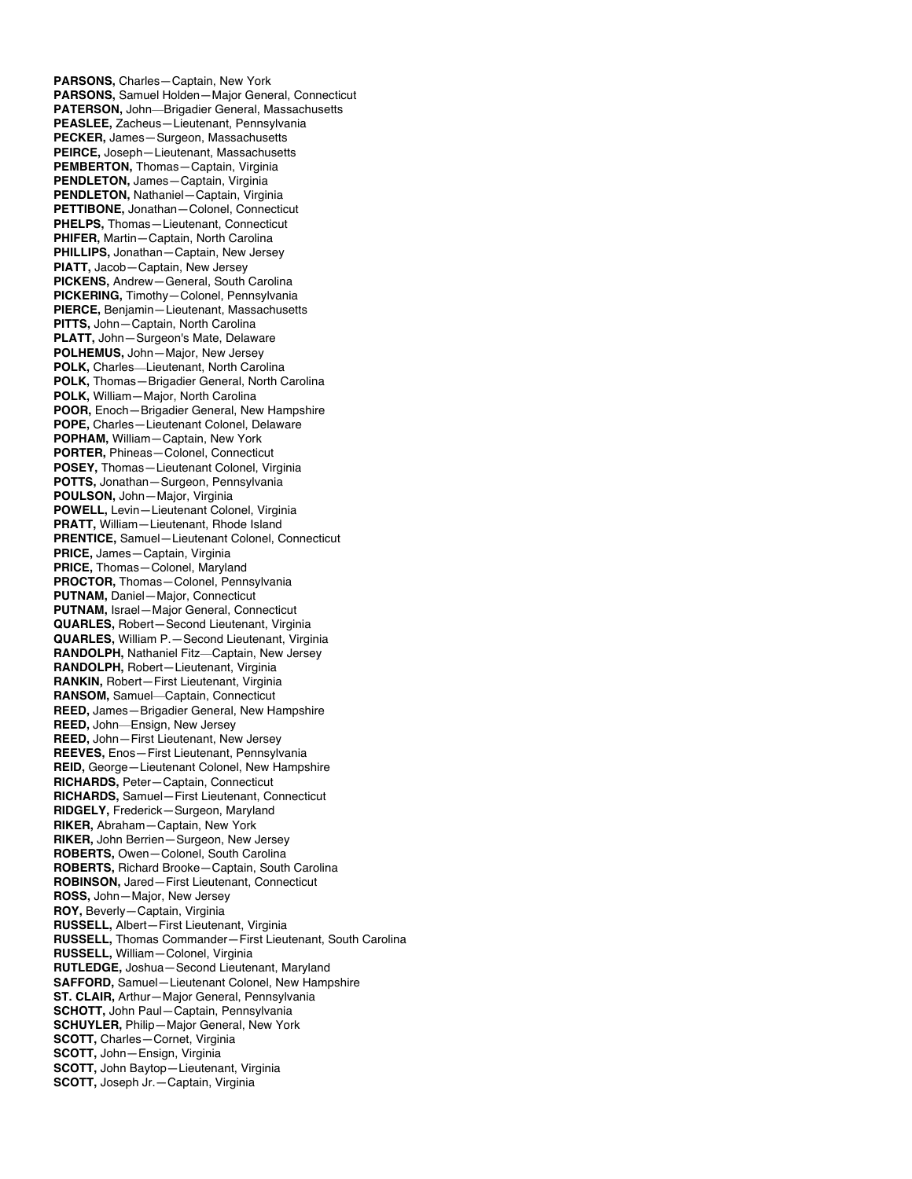**PARSONS,** Charles—Captain, New York
**PARSONS,** Samuel Holden—Major General, Connecticut
**PATERSON,** John—Brigadier General, Massachusetts
**PEASLEE,** Zacheus—Lieutenant, Pennsylvania
**PECKER,** James—Surgeon, Massachusetts
**PEIRCE,** Joseph—Lieutenant, Massachusetts
**PEMBERTON,** Thomas—Captain, Virginia
**PENDLETON,** James—Captain, Virginia
**PENDLETON,** Nathaniel—Captain, Virginia
**PETTIBONE,** Jonathan—Colonel, Connecticut
**PHELPS,** Thomas—Lieutenant, Connecticut
**PHIFER,** Martin—Captain, North Carolina
**PHILLIPS,** Jonathan—Captain, New Jersey
**PIATT,** Jacob—Captain, New Jersey
**PICKENS,** Andrew—General, South Carolina
**PICKERING,** Timothy—Colonel, Pennsylvania
**PIERCE,** Benjamin—Lieutenant, Massachusetts
**PITTS,** John—Captain, North Carolina
**PLATT,** John—Surgeon's Mate, Delaware
**POLHEMUS,** John—Major, New Jersey
**POLK,** Charles—Lieutenant, North Carolina
**POLK,** Thomas—Brigadier General, North Carolina
**POLK,** William—Major, North Carolina
**POOR,** Enoch—Brigadier General, New Hampshire
**POPE,** Charles—Lieutenant Colonel, Delaware
**POPHAM,** William—Captain, New York
**PORTER,** Phineas—Colonel, Connecticut
**POSEY,** Thomas—Lieutenant Colonel, Virginia
**POTTS,** Jonathan—Surgeon, Pennsylvania
**POULSON,** John—Major, Virginia
**POWELL,** Levin—Lieutenant Colonel, Virginia
**PRATT,** William—Lieutenant, Rhode Island
**PRENTICE,** Samuel—Lieutenant Colonel, Connecticut
**PRICE,** James—Captain, Virginia
**PRICE,** Thomas—Colonel, Maryland
**PROCTOR,** Thomas—Colonel, Pennsylvania
**PUTNAM,** Daniel—Major, Connecticut
**PUTNAM,** Israel—Major General, Connecticut
**QUARLES,** Robert—Second Lieutenant, Virginia
**QUARLES,** William P.—Second Lieutenant, Virginia
**RANDOLPH,** Nathaniel Fitz—Captain, New Jersey
**RANDOLPH,** Robert—Lieutenant, Virginia
**RANKIN,** Robert—First Lieutenant, Virginia
**RANSOM,** Samuel—Captain, Connecticut
**REED,** James—Brigadier General, New Hampshire
**REED,** John—Ensign, New Jersey
**REED,** John—First Lieutenant, New Jersey
**REEVES,** Enos—First Lieutenant, Pennsylvania
**REID,** George—Lieutenant Colonel, New Hampshire
**RICHARDS,** Peter—Captain, Connecticut
**RICHARDS,** Samuel—First Lieutenant, Connecticut
**RIDGELY,** Frederick—Surgeon, Maryland
**RIKER,** Abraham—Captain, New York
**RIKER,** John Berrien—Surgeon, New Jersey
**ROBERTS,** Owen—Colonel, South Carolina
**ROBERTS,** Richard Brooke—Captain, South Carolina
**ROBINSON,** Jared—First Lieutenant, Connecticut
**ROSS,** John—Major, New Jersey
**ROY,** Beverly—Captain, Virginia
**RUSSELL,** Albert—First Lieutenant, Virginia
**RUSSELL,** Thomas Commander—First Lieutenant, South Carolina
**RUSSELL,** William—Colonel, Virginia
**RUTLEDGE,** Joshua—Second Lieutenant, Maryland
**SAFFORD,** Samuel—Lieutenant Colonel, New Hampshire
**ST. CLAIR,** Arthur—Major General, Pennsylvania
**SCHOTT,** John Paul—Captain, Pennsylvania
**SCHUYLER,** Philip—Major General, New York
**SCOTT,** Charles—Cornet, Virginia
**SCOTT,** John—Ensign, Virginia
**SCOTT,** John Baytop—Lieutenant, Virginia
**SCOTT,** Joseph Jr.—Captain, Virginia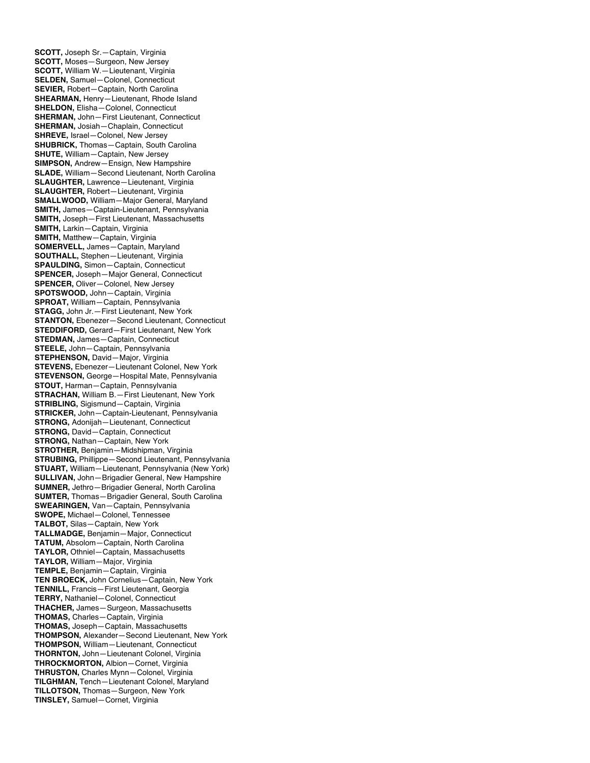**SCOTT,** Joseph Sr.—Captain, Virginia
**SCOTT,** Moses—Surgeon, New Jersey
**SCOTT,** William W.—Lieutenant, Virginia
**SELDEN,** Samuel—Colonel, Connecticut
**SEVIER,** Robert—Captain, North Carolina
**SHEARMAN,** Henry—Lieutenant, Rhode Island
**SHELDON,** Elisha—Colonel, Connecticut
**SHERMAN,** John—First Lieutenant, Connecticut
**SHERMAN,** Josiah—Chaplain, Connecticut
**SHREVE,** Israel—Colonel, New Jersey
**SHUBRICK,** Thomas—Captain, South Carolina
**SHUTE,** William—Captain, New Jersey
**SIMPSON,** Andrew—Ensign, New Hampshire
**SLADE,** William—Second Lieutenant, North Carolina
**SLAUGHTER,** Lawrence—Lieutenant, Virginia
**SLAUGHTER,** Robert—Lieutenant, Virginia
**SMALLWOOD,** William—Major General, Maryland
**SMITH,** James—Captain-Lieutenant, Pennsylvania
**SMITH,** Joseph—First Lieutenant, Massachusetts
**SMITH,** Larkin—Captain, Virginia
**SMITH,** Matthew—Captain, Virginia
**SOMERVELL,** James—Captain, Maryland
**SOUTHALL,** Stephen—Lieutenant, Virginia
**SPAULDING,** Simon—Captain, Connecticut
**SPENCER,** Joseph—Major General, Connecticut
**SPENCER,** Oliver—Colonel, New Jersey
**SPOTSWOOD,** John—Captain, Virginia
**SPROAT,** William—Captain, Pennsylvania
**STAGG,** John Jr.—First Lieutenant, New York
**STANTON,** Ebenezer—Second Lieutenant, Connecticut
**STEDDIFORD,** Gerard—First Lieutenant, New York
**STEDMAN,** James—Captain, Connecticut
**STEELE,** John—Captain, Pennsylvania
**STEPHENSON,** David—Major, Virginia
**STEVENS,** Ebenezer—Lieutenant Colonel, New York
**STEVENSON,** George—Hospital Mate, Pennsylvania
**STOUT,** Harman—Captain, Pennsylvania
**STRACHAN,** William B.—First Lieutenant, New York
**STRIBLING,** Sigismund—Captain, Virginia
**STRICKER,** John—Captain-Lieutenant, Pennsylvania
**STRONG,** Adonijah—Lieutenant, Connecticut
**STRONG,** David—Captain, Connecticut
**STRONG,** Nathan—Captain, New York
**STROTHER,** Benjamin—Midshipman, Virginia
**STRUBING,** Phillippe—Second Lieutenant, Pennsylvania
**STUART,** William—Lieutenant, Pennsylvania (New York)
**SULLIVAN,** John—Brigadier General, New Hampshire
**SUMNER,** Jethro—Brigadier General, North Carolina
**SUMTER,** Thomas—Brigadier General, South Carolina
**SWEARINGEN,** Van—Captain, Pennsylvania
**SWOPE,** Michael—Colonel, Tennessee
**TALBOT,** Silas—Captain, New York
**TALLMADGE,** Benjamin—Major, Connecticut
**TATUM,** Absolom—Captain, North Carolina
**TAYLOR,** Othniel—Captain, Massachusetts
**TAYLOR,** William—Major, Virginia
**TEMPLE,** Benjamin—Captain, Virginia
**TEN BROECK,** John Cornelius—Captain, New York
**TENNILL,** Francis—First Lieutenant, Georgia
**TERRY,** Nathaniel—Colonel, Connecticut
**THACHER,** James—Surgeon, Massachusetts
**THOMAS,** Charles—Captain, Virginia
**THOMAS,** Joseph—Captain, Massachusetts
**THOMPSON,** Alexander—Second Lieutenant, New York
**THOMPSON,** William—Lieutenant, Connecticut
**THORNTON,** John—Lieutenant Colonel, Virginia
**THROCKMORTON,** Albion—Cornet, Virginia
**THRUSTON,** Charles Mynn—Colonel, Virginia
**TILGHMAN,** Tench—Lieutenant Colonel, Maryland
**TILLOTSON,** Thomas—Surgeon, New York
**TINSLEY,** Samuel—Cornet, Virginia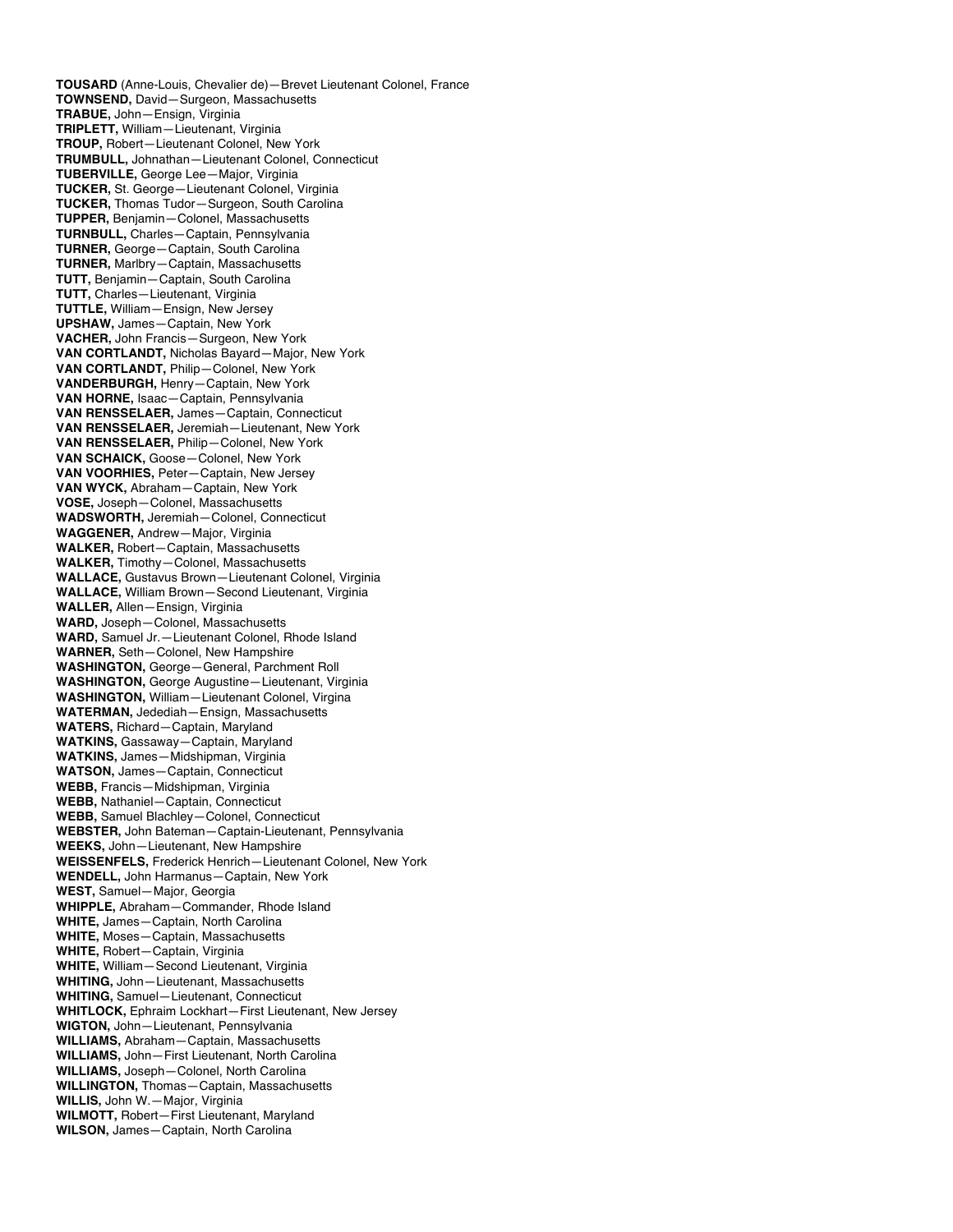**TOUSARD** (Anne-Louis, Chevalier de)—Brevet Lieutenant Colonel, France
**TOWNSEND,** David—Surgeon, Massachusetts
**TRABUE,** John—Ensign, Virginia
**TRIPLETT,** William—Lieutenant, Virginia
**TROUP,** Robert—Lieutenant Colonel, New York
**TRUMBULL,** Johnathan—Lieutenant Colonel, Connecticut
**TUBERVILLE,** George Lee—Major, Virginia
**TUCKER,** St. George—Lieutenant Colonel, Virginia
**TUCKER,** Thomas Tudor—Surgeon, South Carolina
**TUPPER,** Benjamin—Colonel, Massachusetts
**TURNBULL,** Charles—Captain, Pennsylvania
**TURNER,** George—Captain, South Carolina
**TURNER,** Marlbry—Captain, Massachusetts
**TUTT,** Benjamin—Captain, South Carolina
**TUTT,** Charles—Lieutenant, Virginia
**TUTTLE,** William—Ensign, New Jersey
**UPSHAW,** James—Captain, New York
**VACHER,** John Francis—Surgeon, New York
**VAN CORTLANDT,** Nicholas Bayard—Major, New York
**VAN CORTLANDT,** Philip—Colonel, New York
**VANDERBURGH,** Henry—Captain, New York
**VAN HORNE,** Isaac—Captain, Pennsylvania
**VAN RENSSELAER,** James—Captain, Connecticut
**VAN RENSSELAER,** Jeremiah—Lieutenant, New York
**VAN RENSSELAER,** Philip—Colonel, New York
**VAN SCHAICK,** Goose—Colonel, New York
**VAN VOORHIES,** Peter—Captain, New Jersey
**VAN WYCK,** Abraham—Captain, New York
**VOSE,** Joseph—Colonel, Massachusetts
**WADSWORTH,** Jeremiah—Colonel, Connecticut
**WAGGENER,** Andrew—Major, Virginia
**WALKER,** Robert—Captain, Massachusetts
**WALKER,** Timothy—Colonel, Massachusetts
**WALLACE,** Gustavus Brown—Lieutenant Colonel, Virginia
**WALLACE,** William Brown—Second Lieutenant, Virginia
**WALLER,** Allen—Ensign, Virginia
**WARD,** Joseph—Colonel, Massachusetts
**WARD,** Samuel Jr.—Lieutenant Colonel, Rhode Island
**WARNER,** Seth—Colonel, New Hampshire
**WASHINGTON,** George—General, Parchment Roll
**WASHINGTON,** George Augustine—Lieutenant, Virginia
**WASHINGTON,** William—Lieutenant Colonel, Virgina
**WATERMAN,** Jedediah—Ensign, Massachusetts
**WATERS,** Richard—Captain, Maryland
**WATKINS,** Gassaway—Captain, Maryland
**WATKINS,** James—Midshipman, Virginia
**WATSON,** James—Captain, Connecticut
**WEBB,** Francis—Midshipman, Virginia
**WEBB,** Nathaniel—Captain, Connecticut
**WEBB,** Samuel Blachley—Colonel, Connecticut
**WEBSTER,** John Bateman—Captain-Lieutenant, Pennsylvania
**WEEKS,** John—Lieutenant, New Hampshire
**WEISSENFELS,** Frederick Henrich—Lieutenant Colonel, New York
**WENDELL,** John Harmanus—Captain, New York
**WEST,** Samuel—Major, Georgia
**WHIPPLE,** Abraham—Commander, Rhode Island
**WHITE,** James—Captain, North Carolina
**WHITE,** Moses—Captain, Massachusetts
**WHITE,** Robert—Captain, Virginia
**WHITE,** William—Second Lieutenant, Virginia
**WHITING,** John—Lieutenant, Massachusetts
**WHITING,** Samuel—Lieutenant, Connecticut
**WHITLOCK,** Ephraim Lockhart—First Lieutenant, New Jersey
**WIGTON,** John—Lieutenant, Pennsylvania
**WILLIAMS,** Abraham—Captain, Massachusetts
**WILLIAMS,** John—First Lieutenant, North Carolina
**WILLIAMS,** Joseph—Colonel, North Carolina
**WILLINGTON,** Thomas—Captain, Massachusetts
**WILLIS,** John W.—Major, Virginia
**WILMOTT,** Robert—First Lieutenant, Maryland
**WILSON,** James—Captain, North Carolina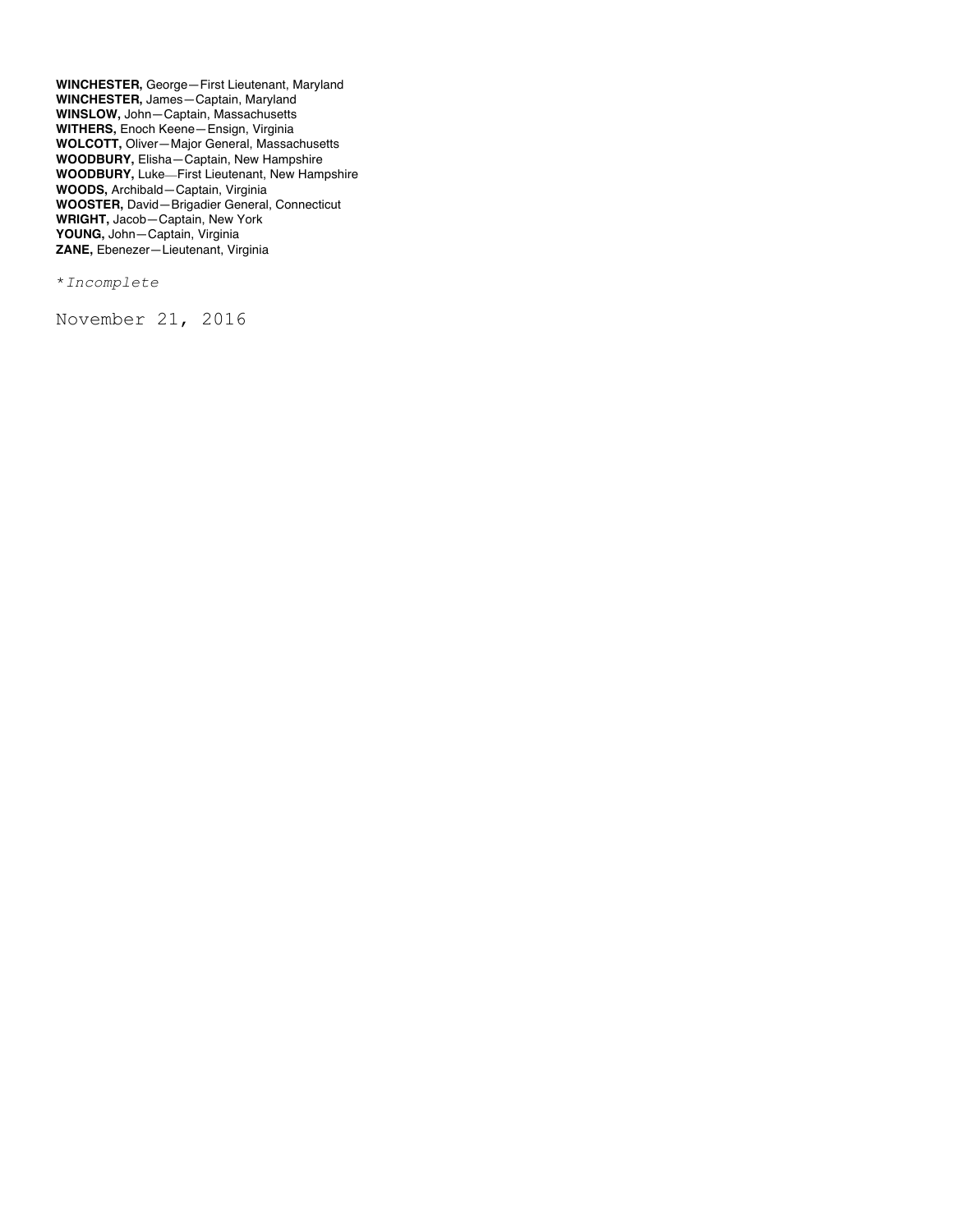**WINCHESTER,** George—First Lieutenant, Maryland
**WINCHESTER,** James—Captain, Maryland
**WINSLOW,** John—Captain, Massachusetts
**WITHERS,** Enoch Keene—Ensign, Virginia
**WOLCOTT,** Oliver—Major General, Massachusetts
**WOODBURY,** Elisha—Captain, New Hampshire
**WOODBURY,** Luke—First Lieutenant, New Hampshire
**WOODS,** Archibald—Captain, Virginia
**WOOSTER,** David—Brigadier General, Connecticut
**WRIGHT,** Jacob—Captain, New York
**YOUNG,** John—Captain, Virginia
**ZANE,** Ebenezer—Lieutenant, Virginia

*\*Incomplete*

November 21, 2016